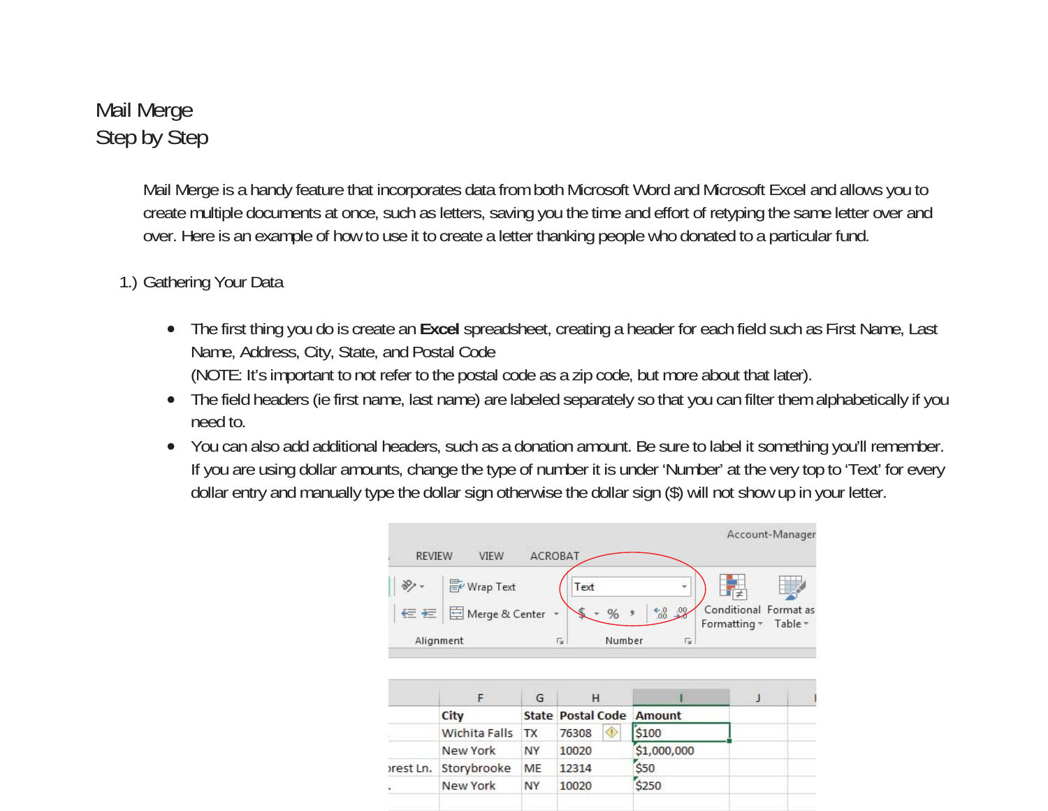# Mail Merge
# Step by Step

Mail Merge is a handy feature that incorporates data from both Microsoft Word and Microsoft Excel and allows you to create multiple documents at once, such as letters, saving you the time and effort of retyping the same letter over and over. Here is an example of how to use it to create a letter thanking people who donated to a particular fund.

1.) Gathering Your Data

- The first thing you do is create an **Excel** spreadsheet, creating a header for each field such as First Name, Last Name, Address, City, State, and Postal Code
  (NOTE: It's important to not refer to the postal code as a zip code, but more about that later).
- The field headers (ie first name, last name) are labeled separately so that you can filter them alphabetically if you need to.
- You can also add additional headers, such as a donation amount. Be sure to label it something you'll remember. If you are using dollar amounts, change the type of number it is under 'Number' at the very top to 'Text' for every dollar entry and manually type the dollar sign otherwise the dollar sign ($) will not show up in your letter.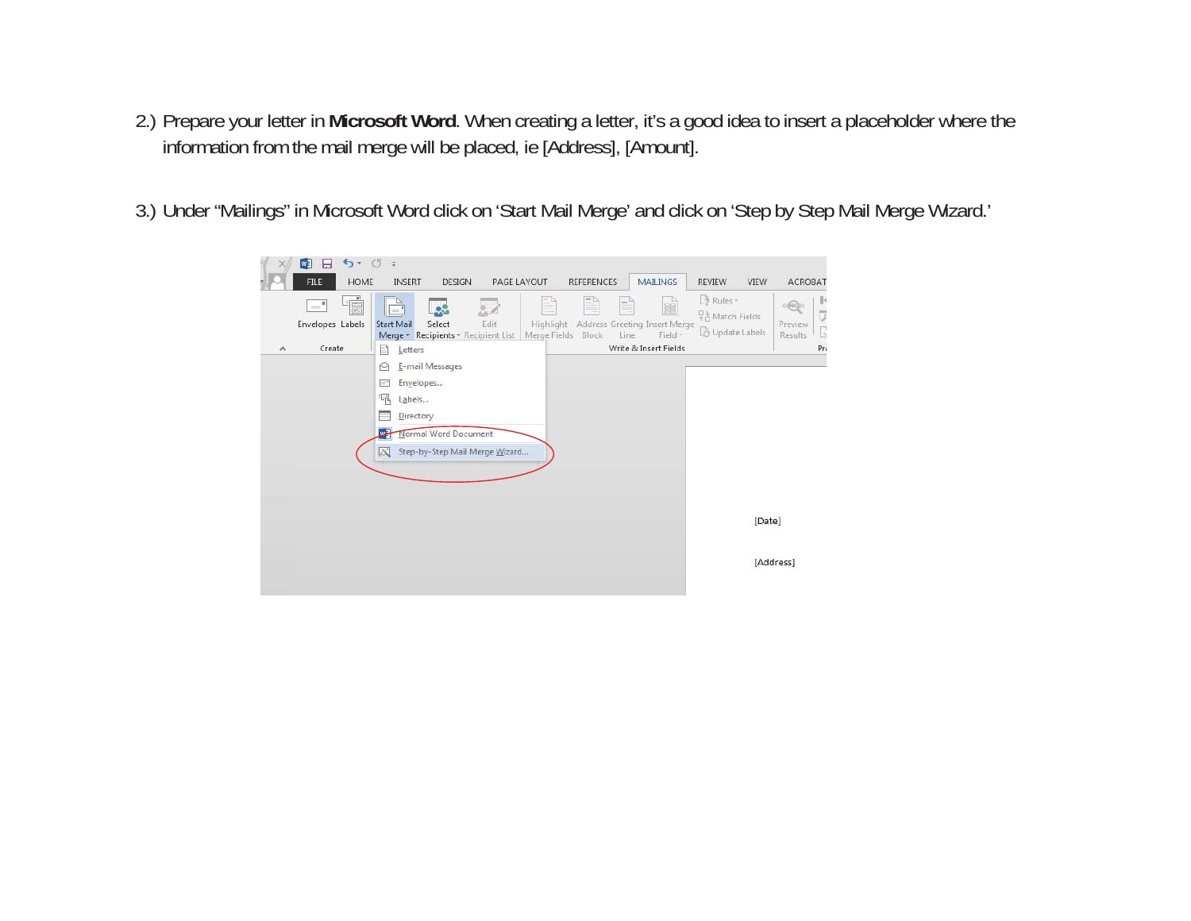2.) Prepare your letter in **Microsoft Word**. When creating a letter, it's a good idea to insert a placeholder where the information from the mail merge will be placed, ie [Address], [Amount].

3.) Under "Mailings" in Microsoft Word click on 'Start Mail Merge' and click on 'Step by Step Mail Merge Wizard.'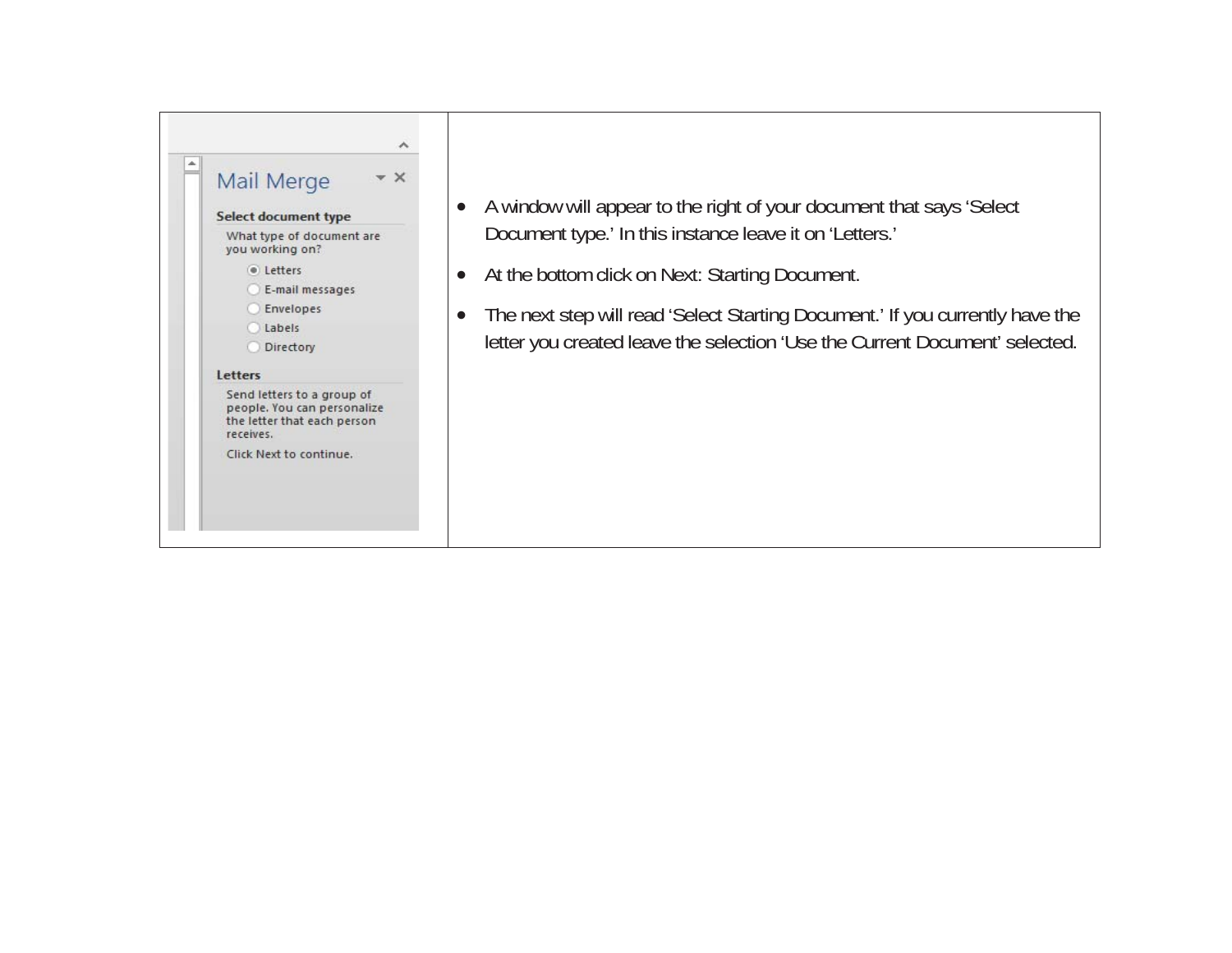| | |
|---|---|
| Mail Merge<br><br>**Select document type**<br>What type of document are you working on?<br>◉ Letters<br>○ E-mail messages<br>○ Envelopes<br>○ Labels<br>○ Directory<br><br>**Letters**<br>Send letters to a group of people. You can personalize the letter that each person receives.<br>Click Next to continue. | • A window will appear to the right of your document that says 'Select Document type.' In this instance leave it on 'Letters.'<br>• At the bottom click on Next: Starting Document.<br>• The next step will read 'Select Starting Document.' If you currently have the letter you created leave the selection 'Use the Current Document' selected. |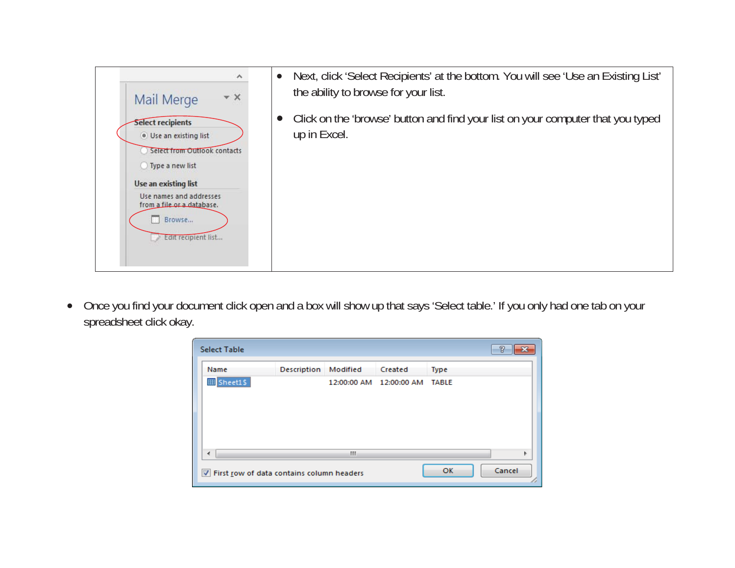- Next, click 'Select Recipients' at the bottom. You will see 'Use an Existing List' the ability to browse for your list.
- Click on the 'browse' button and find your list on your computer that you typed up in Excel.

- Once you find your document click open and a box will show up that says 'Select table.' If you only had one tab on your spreadsheet click okay.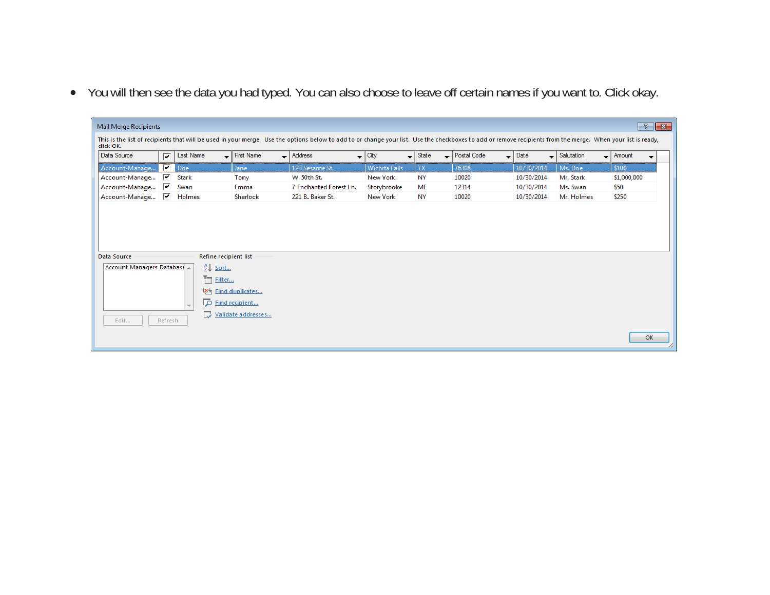- You will then see the data you had typed. You can also choose to leave off certain names if you want to. Click okay.

**Mail Merge Recipients**

This is the list of recipients that will be used in your merge. Use the options below to add to or change your list. Use the checkboxes to add or remove recipients from the merge. When your list is ready, click OK.

| Data Source | ☑ | Last Name | First Name | Address | City | State | Postal Code | Date | Salutation | Amount |
|---|---|---|---|---|---|---|---|---|---|---|
| Account-Manage... | ☑ | Doe | Jane | 123 Sesame St. | Wichita Falls | TX | 76308 | 10/30/2014 | Ms. Doe | $100 |
| Account-Manage... | ☑ | Stark | Tony | W. 50th St. | New York | NY | 10020 | 10/30/2014 | Mr. Stark | $1,000,000 |
| Account-Manage... | ☑ | Swan | Emma | 7 Enchanted Forest Ln. | Storybrooke | ME | 12314 | 10/30/2014 | Ms. Swan | $50 |
| Account-Manage... | ☑ | Holmes | Sherlock | 221 B. Baker St. | New York | NY | 10020 | 10/30/2014 | Mr. Holmes | $250 |

Data Source

Account-Managers-Database

Edit... Refresh

Refine recipient list

- Sort...
- Filter...
- Find duplicates...
- Find recipient...
- Validate addresses...

OK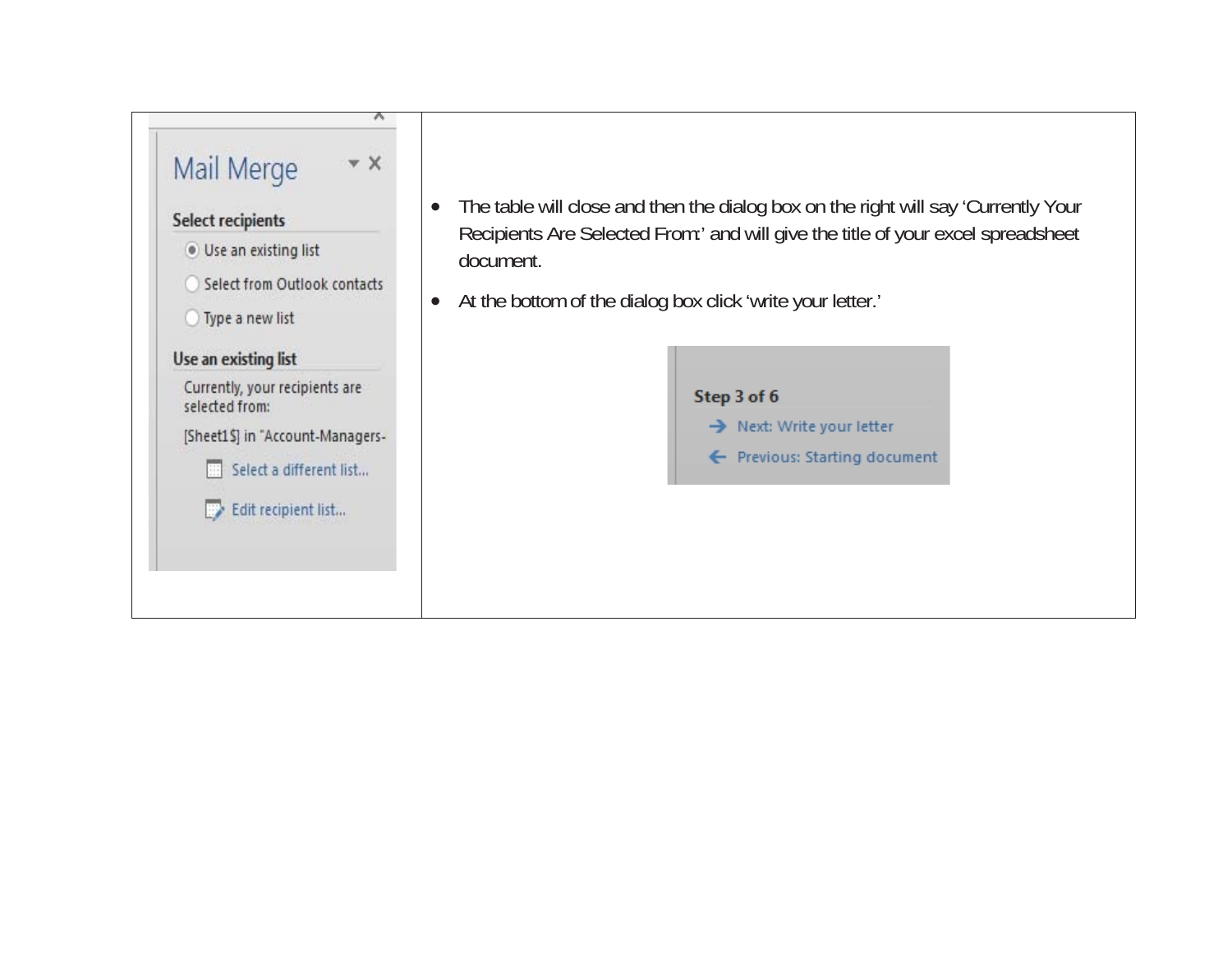| | |
|---|---|
| | • The table will close and then the dialog box on the right will say 'Currently Your Recipients Are Selected From:' and will give the title of your excel spreadsheet document.<br>• At the bottom of the dialog box click 'write your letter.' |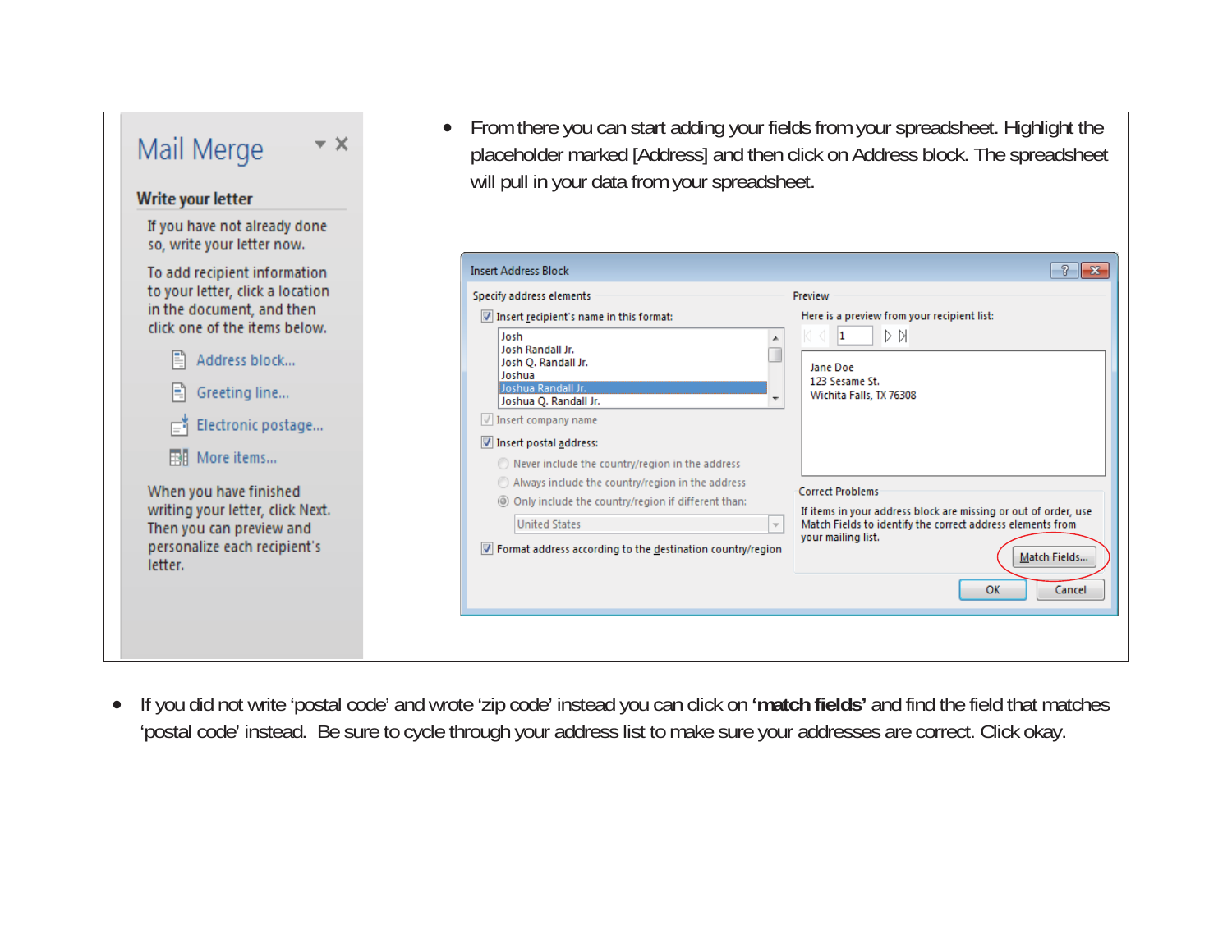| | |
|---|---|
| | - From there you can start adding your fields from your spreadsheet. Highlight the placeholder marked [Address] and then click on Address block. The spreadsheet will pull in your data from your spreadsheet. |

- If you did not write 'postal code' and wrote 'zip code' instead you can click on **'match fields'** and find the field that matches 'postal code' instead. Be sure to cycle through your address list to make sure your addresses are correct. Click okay.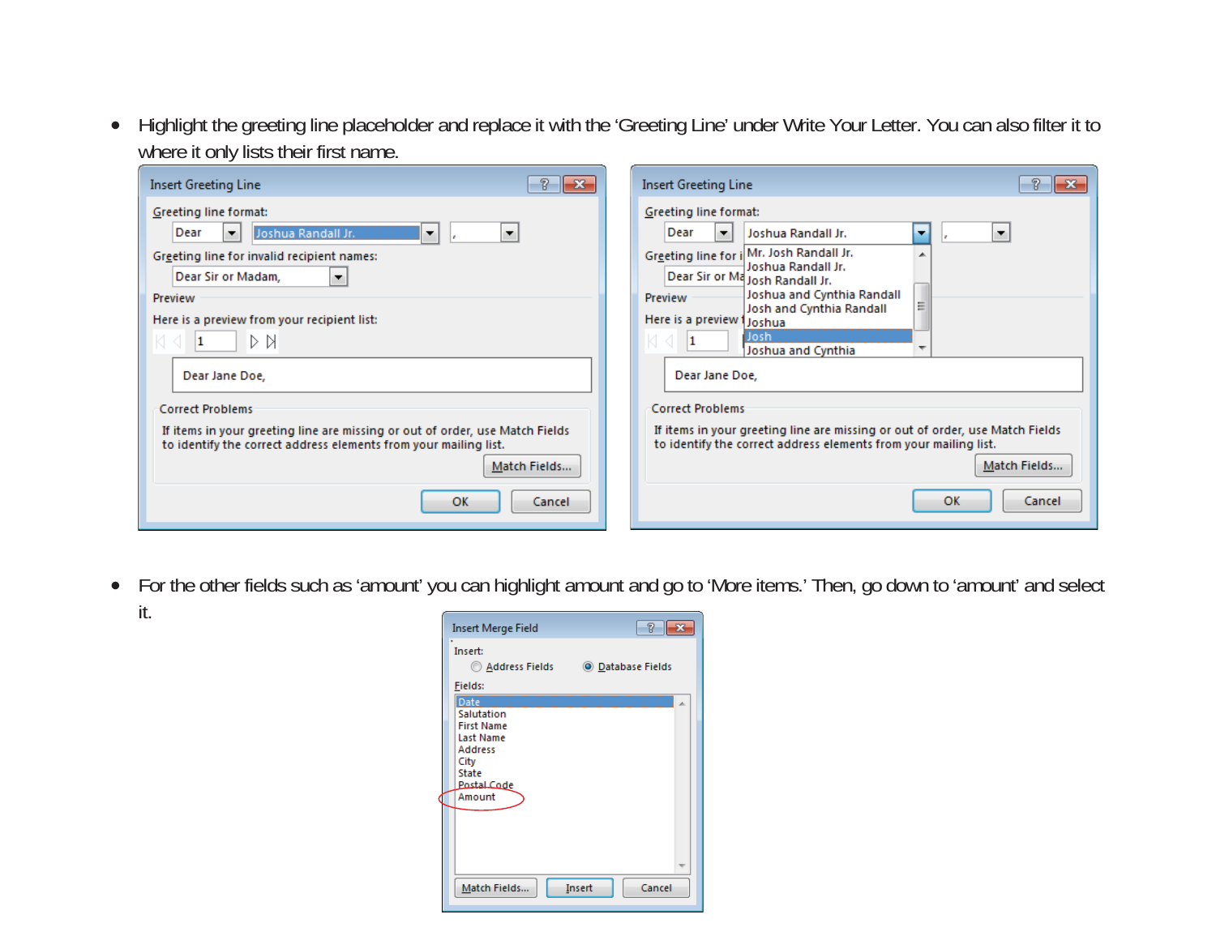- Highlight the greeting line placeholder and replace it with the 'Greeting Line' under Write Your Letter. You can also filter it to where it only lists their first name.

- For the other fields such as 'amount' you can highlight amount and go to 'More items.' Then, go down to 'amount' and select it.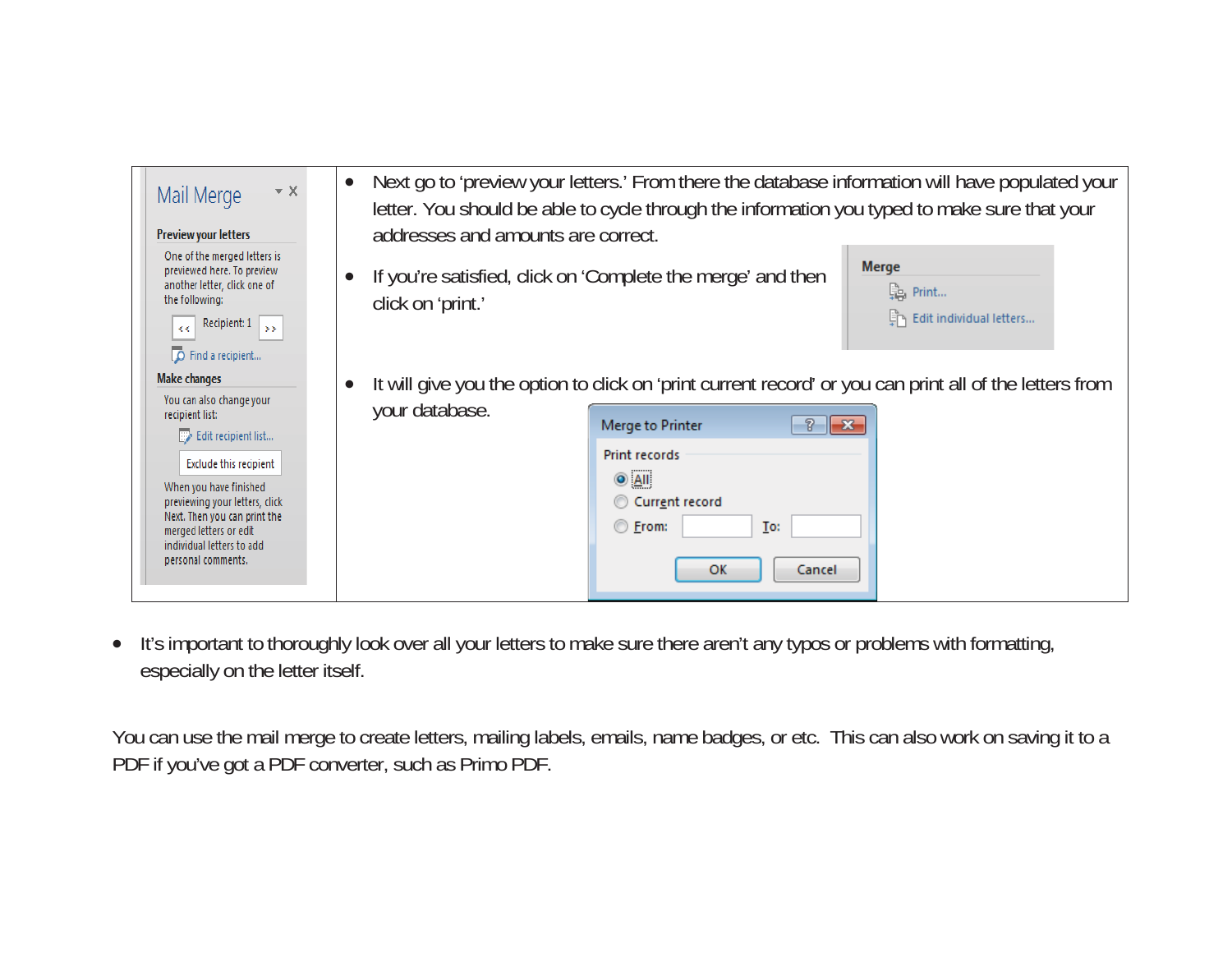| | |
|---|---|
| Mail Merge<br><br>**Preview your letters**<br>One of the merged letters is previewed here. To preview another letter, click one of the following:<br><< Recipient: 1 >><br>Find a recipient...<br><br>**Make changes**<br>You can also change your recipient list:<br>Edit recipient list...<br>Exclude this recipient<br><br>When you have finished previewing your letters, click Next. Then you can print the merged letters or edit individual letters to add personal comments. | • Next go to 'preview your letters.' From there the database information will have populated your letter. You should be able to cycle through the information you typed to make sure that your addresses and amounts are correct.<br><br>• If you're satisfied, click on 'Complete the merge' and then click on 'print.'<br><br>**Merge**<br>Print...<br>Edit individual letters...<br><br>• It will give you the option to click on 'print current record' or you can print all of the letters from your database.<br><br>Merge to Printer<br>Print records<br>All<br>Current record<br>From: To:<br>OK Cancel |

- It's important to thoroughly look over all your letters to make sure there aren't any typos or problems with formatting, especially on the letter itself.

You can use the mail merge to create letters, mailing labels, emails, name badges, or etc. This can also work on saving it to a PDF if you've got a PDF converter, such as Primo PDF.